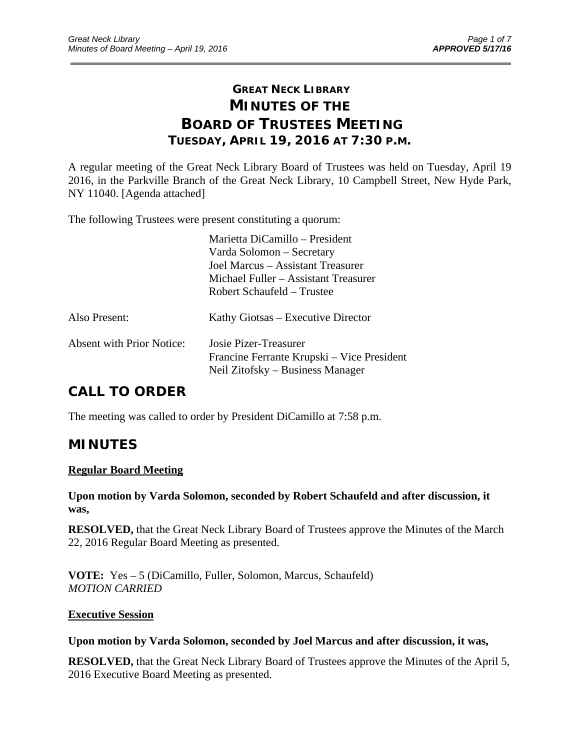# GREAT NECK LIBRARY
# MINUTES OF THE BOARD OF TRUSTEES MEETING
## TUESDAY, APRIL 19, 2016 AT 7:30 P.M.

A regular meeting of the Great Neck Library Board of Trustees was held on Tuesday, April 19 2016, in the Parkville Branch of the Great Neck Library, 10 Campbell Street, New Hyde Park, NY 11040. [Agenda attached]

The following Trustees were present constituting a quorum:

Marietta DiCamillo – President
Varda Solomon – Secretary
Joel Marcus – Assistant Treasurer
Michael Fuller – Assistant Treasurer
Robert Schaufeld – Trustee

Also Present: Kathy Giotsas – Executive Director

Absent with Prior Notice: Josie Pizer-Treasurer
Francine Ferrante Krupski – Vice President
Neil Zitofsky – Business Manager

## CALL TO ORDER

The meeting was called to order by President DiCamillo at 7:58 p.m.

## MINUTES

**Regular Board Meeting**

**Upon motion by Varda Solomon, seconded by Robert Schaufeld and after discussion, it was,**

**RESOLVED,** that the Great Neck Library Board of Trustees approve the Minutes of the March 22, 2016 Regular Board Meeting as presented.

**VOTE:** Yes – 5 (DiCamillo, Fuller, Solomon, Marcus, Schaufeld)
*MOTION CARRIED*

**Executive Session**

**Upon motion by Varda Solomon, seconded by Joel Marcus and after discussion, it was,**

**RESOLVED,** that the Great Neck Library Board of Trustees approve the Minutes of the April 5, 2016 Executive Board Meeting as presented.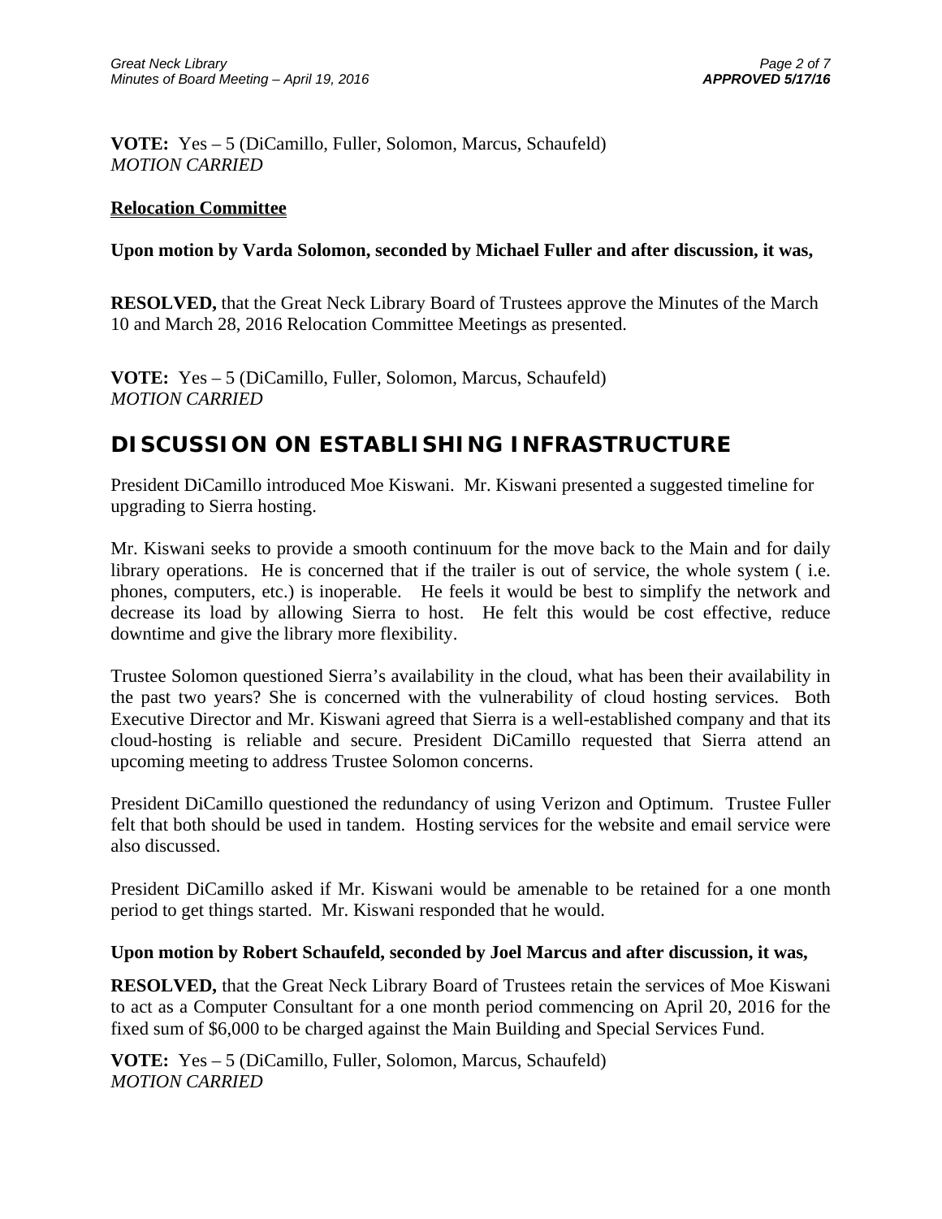**VOTE:** Yes – 5 (DiCamillo, Fuller, Solomon, Marcus, Schaufeld)
*MOTION CARRIED*

**Relocation Committee**

**Upon motion by Varda Solomon, seconded by Michael Fuller and after discussion, it was,**

**RESOLVED,** that the Great Neck Library Board of Trustees approve the Minutes of the March 10 and March 28, 2016 Relocation Committee Meetings as presented.

**VOTE:** Yes – 5 (DiCamillo, Fuller, Solomon, Marcus, Schaufeld)
*MOTION CARRIED*

## DISCUSSION ON ESTABLISHING INFRASTRUCTURE

President DiCamillo introduced Moe Kiswani. Mr. Kiswani presented a suggested timeline for upgrading to Sierra hosting.

Mr. Kiswani seeks to provide a smooth continuum for the move back to the Main and for daily library operations. He is concerned that if the trailer is out of service, the whole system ( i.e. phones, computers, etc.) is inoperable. He feels it would be best to simplify the network and decrease its load by allowing Sierra to host. He felt this would be cost effective, reduce downtime and give the library more flexibility.

Trustee Solomon questioned Sierra's availability in the cloud, what has been their availability in the past two years? She is concerned with the vulnerability of cloud hosting services. Both Executive Director and Mr. Kiswani agreed that Sierra is a well-established company and that its cloud-hosting is reliable and secure. President DiCamillo requested that Sierra attend an upcoming meeting to address Trustee Solomon concerns.

President DiCamillo questioned the redundancy of using Verizon and Optimum. Trustee Fuller felt that both should be used in tandem. Hosting services for the website and email service were also discussed.

President DiCamillo asked if Mr. Kiswani would be amenable to be retained for a one month period to get things started. Mr. Kiswani responded that he would.

**Upon motion by Robert Schaufeld, seconded by Joel Marcus and after discussion, it was,**

**RESOLVED,** that the Great Neck Library Board of Trustees retain the services of Moe Kiswani to act as a Computer Consultant for a one month period commencing on April 20, 2016 for the fixed sum of $6,000 to be charged against the Main Building and Special Services Fund.

**VOTE:** Yes – 5 (DiCamillo, Fuller, Solomon, Marcus, Schaufeld)
*MOTION CARRIED*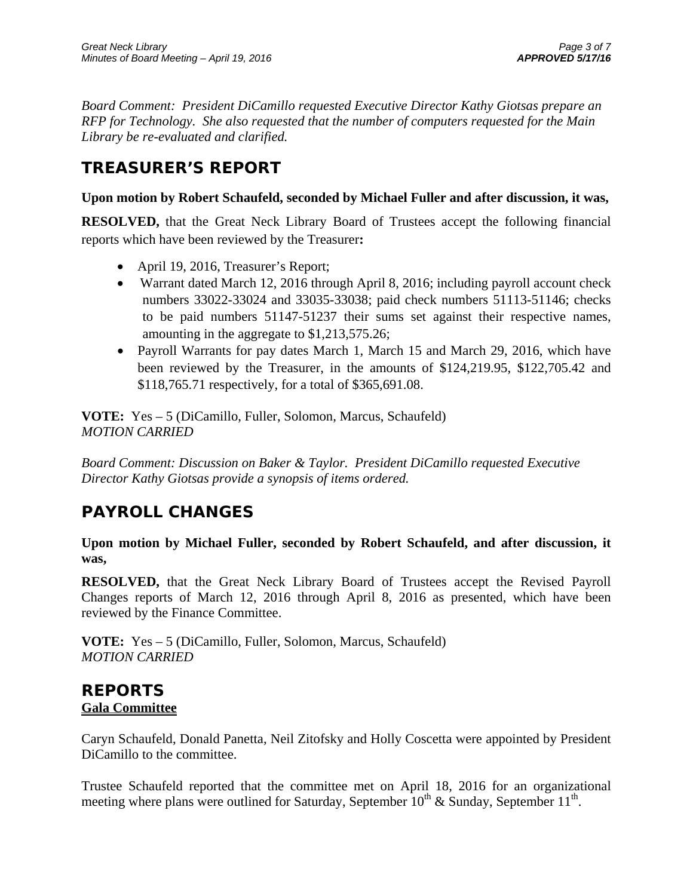*Board Comment: President DiCamillo requested Executive Director Kathy Giotsas prepare an RFP for Technology. She also requested that the number of computers requested for the Main Library be re-evaluated and clarified.*

## TREASURER'S REPORT

**Upon motion by Robert Schaufeld, seconded by Michael Fuller and after discussion, it was,**

**RESOLVED,** that the Great Neck Library Board of Trustees accept the following financial reports which have been reviewed by the Treasurer**:**

- April 19, 2016, Treasurer's Report;
- Warrant dated March 12, 2016 through April 8, 2016; including payroll account check numbers 33022-33024 and 33035-33038; paid check numbers 51113-51146; checks to be paid numbers 51147-51237 their sums set against their respective names, amounting in the aggregate to $1,213,575.26;
- Payroll Warrants for pay dates March 1, March 15 and March 29, 2016, which have been reviewed by the Treasurer, in the amounts of $124,219.95, $122,705.42 and $118,765.71 respectively, for a total of $365,691.08.

**VOTE:** Yes – 5 (DiCamillo, Fuller, Solomon, Marcus, Schaufeld)
*MOTION CARRIED*

*Board Comment: Discussion on Baker & Taylor. President DiCamillo requested Executive Director Kathy Giotsas provide a synopsis of items ordered.*

## PAYROLL CHANGES

**Upon motion by Michael Fuller, seconded by Robert Schaufeld, and after discussion, it was,**

**RESOLVED,** that the Great Neck Library Board of Trustees accept the Revised Payroll Changes reports of March 12, 2016 through April 8, 2016 as presented, which have been reviewed by the Finance Committee.

**VOTE:** Yes – 5 (DiCamillo, Fuller, Solomon, Marcus, Schaufeld)
*MOTION CARRIED*

## REPORTS

**Gala Committee**

Caryn Schaufeld, Donald Panetta, Neil Zitofsky and Holly Coscetta were appointed by President DiCamillo to the committee.

Trustee Schaufeld reported that the committee met on April 18, 2016 for an organizational meeting where plans were outlined for Saturday, September 10th & Sunday, September 11th.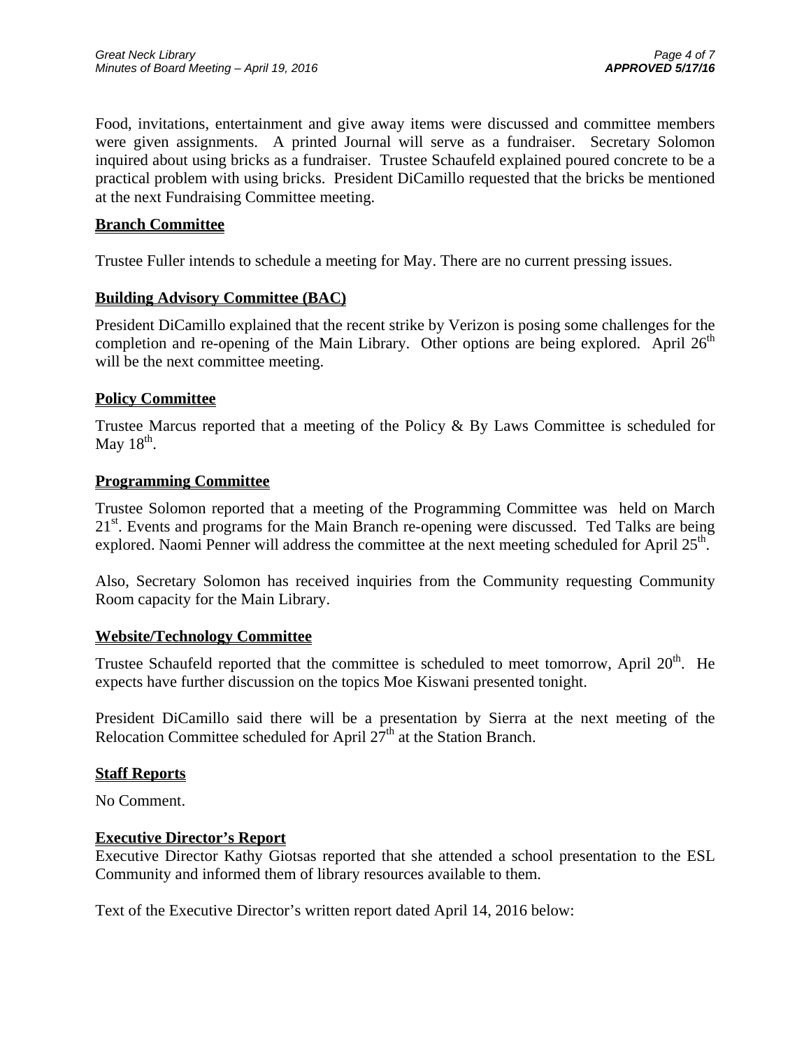Food, invitations, entertainment and give away items were discussed and committee members were given assignments. A printed Journal will serve as a fundraiser. Secretary Solomon inquired about using bricks as a fundraiser. Trustee Schaufeld explained poured concrete to be a practical problem with using bricks. President DiCamillo requested that the bricks be mentioned at the next Fundraising Committee meeting.

## Branch Committee

Trustee Fuller intends to schedule a meeting for May. There are no current pressing issues.

## Building Advisory Committee (BAC)

President DiCamillo explained that the recent strike by Verizon is posing some challenges for the completion and re-opening of the Main Library. Other options are being explored. April 26th will be the next committee meeting.

## Policy Committee

Trustee Marcus reported that a meeting of the Policy & By Laws Committee is scheduled for May 18th.

## Programming Committee

Trustee Solomon reported that a meeting of the Programming Committee was held on March 21st. Events and programs for the Main Branch re-opening were discussed. Ted Talks are being explored. Naomi Penner will address the committee at the next meeting scheduled for April 25th.

Also, Secretary Solomon has received inquiries from the Community requesting Community Room capacity for the Main Library.

## Website/Technology Committee

Trustee Schaufeld reported that the committee is scheduled to meet tomorrow, April 20th. He expects have further discussion on the topics Moe Kiswani presented tonight.

President DiCamillo said there will be a presentation by Sierra at the next meeting of the Relocation Committee scheduled for April 27th at the Station Branch.

## Staff Reports

No Comment.

## Executive Director's Report

Executive Director Kathy Giotsas reported that she attended a school presentation to the ESL Community and informed them of library resources available to them.

Text of the Executive Director's written report dated April 14, 2016 below: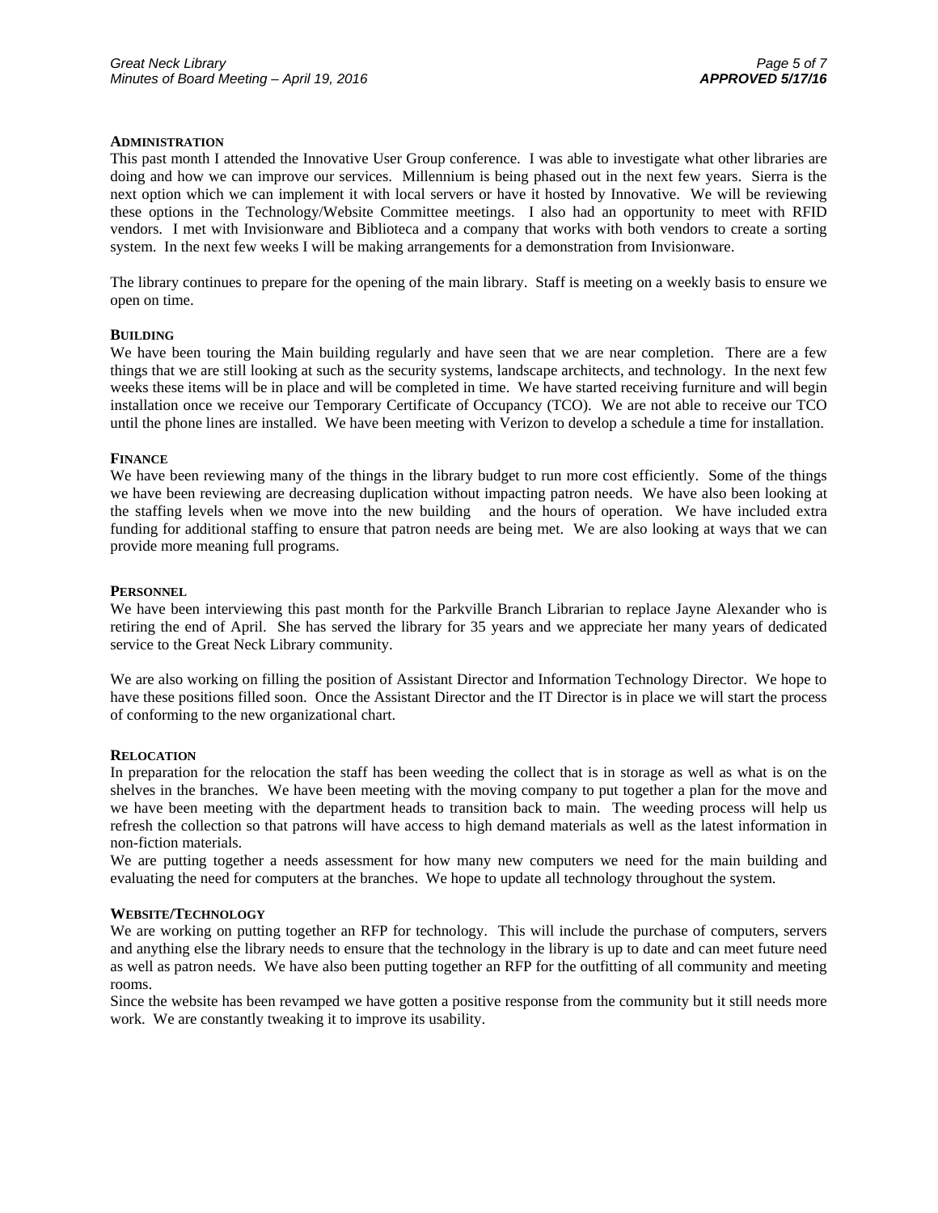### Administration

This past month I attended the Innovative User Group conference. I was able to investigate what other libraries are doing and how we can improve our services. Millennium is being phased out in the next few years. Sierra is the next option which we can implement it with local servers or have it hosted by Innovative. We will be reviewing these options in the Technology/Website Committee meetings. I also had an opportunity to meet with RFID vendors. I met with Invisionware and Biblioteca and a company that works with both vendors to create a sorting system. In the next few weeks I will be making arrangements for a demonstration from Invisionware.

The library continues to prepare for the opening of the main library. Staff is meeting on a weekly basis to ensure we open on time.

### Building

We have been touring the Main building regularly and have seen that we are near completion. There are a few things that we are still looking at such as the security systems, landscape architects, and technology. In the next few weeks these items will be in place and will be completed in time. We have started receiving furniture and will begin installation once we receive our Temporary Certificate of Occupancy (TCO). We are not able to receive our TCO until the phone lines are installed. We have been meeting with Verizon to develop a schedule a time for installation.

### Finance

We have been reviewing many of the things in the library budget to run more cost efficiently. Some of the things we have been reviewing are decreasing duplication without impacting patron needs. We have also been looking at the staffing levels when we move into the new building and the hours of operation. We have included extra funding for additional staffing to ensure that patron needs are being met. We are also looking at ways that we can provide more meaning full programs.

### Personnel

We have been interviewing this past month for the Parkville Branch Librarian to replace Jayne Alexander who is retiring the end of April. She has served the library for 35 years and we appreciate her many years of dedicated service to the Great Neck Library community.

We are also working on filling the position of Assistant Director and Information Technology Director. We hope to have these positions filled soon. Once the Assistant Director and the IT Director is in place we will start the process of conforming to the new organizational chart.

### Relocation

In preparation for the relocation the staff has been weeding the collect that is in storage as well as what is on the shelves in the branches. We have been meeting with the moving company to put together a plan for the move and we have been meeting with the department heads to transition back to main. The weeding process will help us refresh the collection so that patrons will have access to high demand materials as well as the latest information in non-fiction materials.

We are putting together a needs assessment for how many new computers we need for the main building and evaluating the need for computers at the branches. We hope to update all technology throughout the system.

### Website/Technology

We are working on putting together an RFP for technology. This will include the purchase of computers, servers and anything else the library needs to ensure that the technology in the library is up to date and can meet future need as well as patron needs. We have also been putting together an RFP for the outfitting of all community and meeting rooms.

Since the website has been revamped we have gotten a positive response from the community but it still needs more work. We are constantly tweaking it to improve its usability.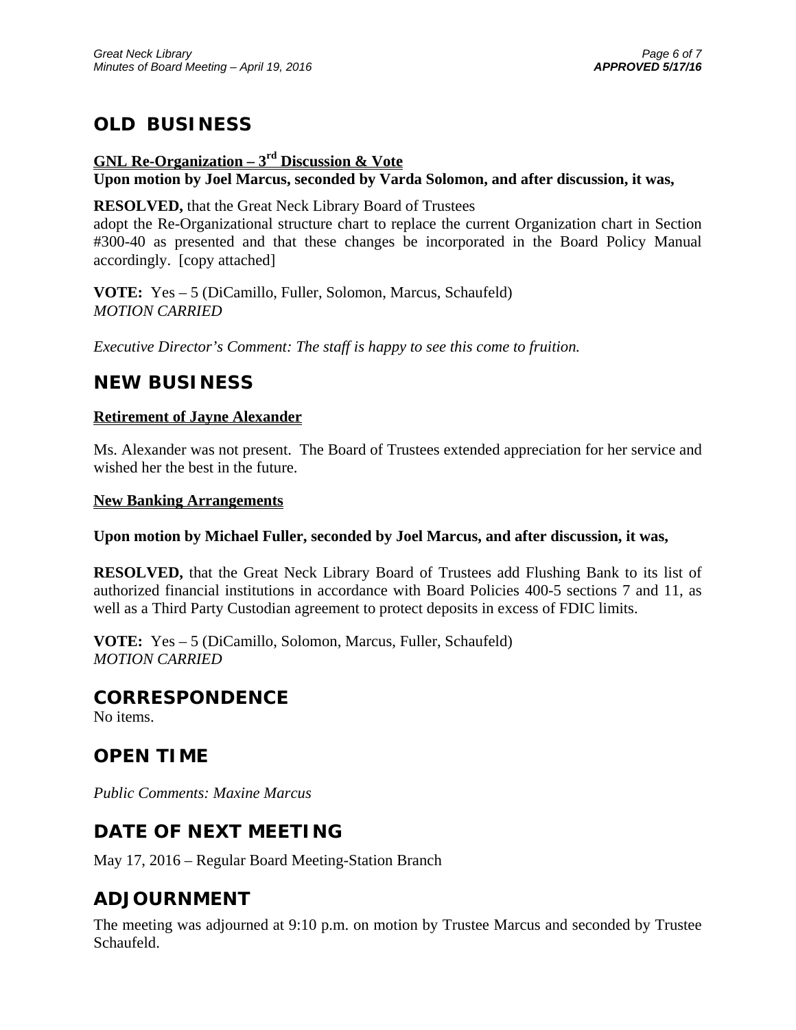## OLD BUSINESS

**GNL Re-Organization – 3rd Discussion & Vote**

**Upon motion by Joel Marcus, seconded by Varda Solomon, and after discussion, it was,**

**RESOLVED,** that the Great Neck Library Board of Trustees adopt the Re-Organizational structure chart to replace the current Organization chart in Section #300-40 as presented and that these changes be incorporated in the Board Policy Manual accordingly. [copy attached]

**VOTE:** Yes – 5 (DiCamillo, Fuller, Solomon, Marcus, Schaufeld)
*MOTION CARRIED*

*Executive Director's Comment: The staff is happy to see this come to fruition.*

## NEW BUSINESS

**Retirement of Jayne Alexander**

Ms. Alexander was not present. The Board of Trustees extended appreciation for her service and wished her the best in the future.

**New Banking Arrangements**

**Upon motion by Michael Fuller, seconded by Joel Marcus, and after discussion, it was,**

**RESOLVED,** that the Great Neck Library Board of Trustees add Flushing Bank to its list of authorized financial institutions in accordance with Board Policies 400-5 sections 7 and 11, as well as a Third Party Custodian agreement to protect deposits in excess of FDIC limits.

**VOTE:** Yes – 5 (DiCamillo, Solomon, Marcus, Fuller, Schaufeld)
*MOTION CARRIED*

## CORRESPONDENCE

No items.

## OPEN TIME

*Public Comments: Maxine Marcus*

## DATE OF NEXT MEETING

May 17, 2016 – Regular Board Meeting-Station Branch

## ADJOURNMENT

The meeting was adjourned at 9:10 p.m. on motion by Trustee Marcus and seconded by Trustee Schaufeld.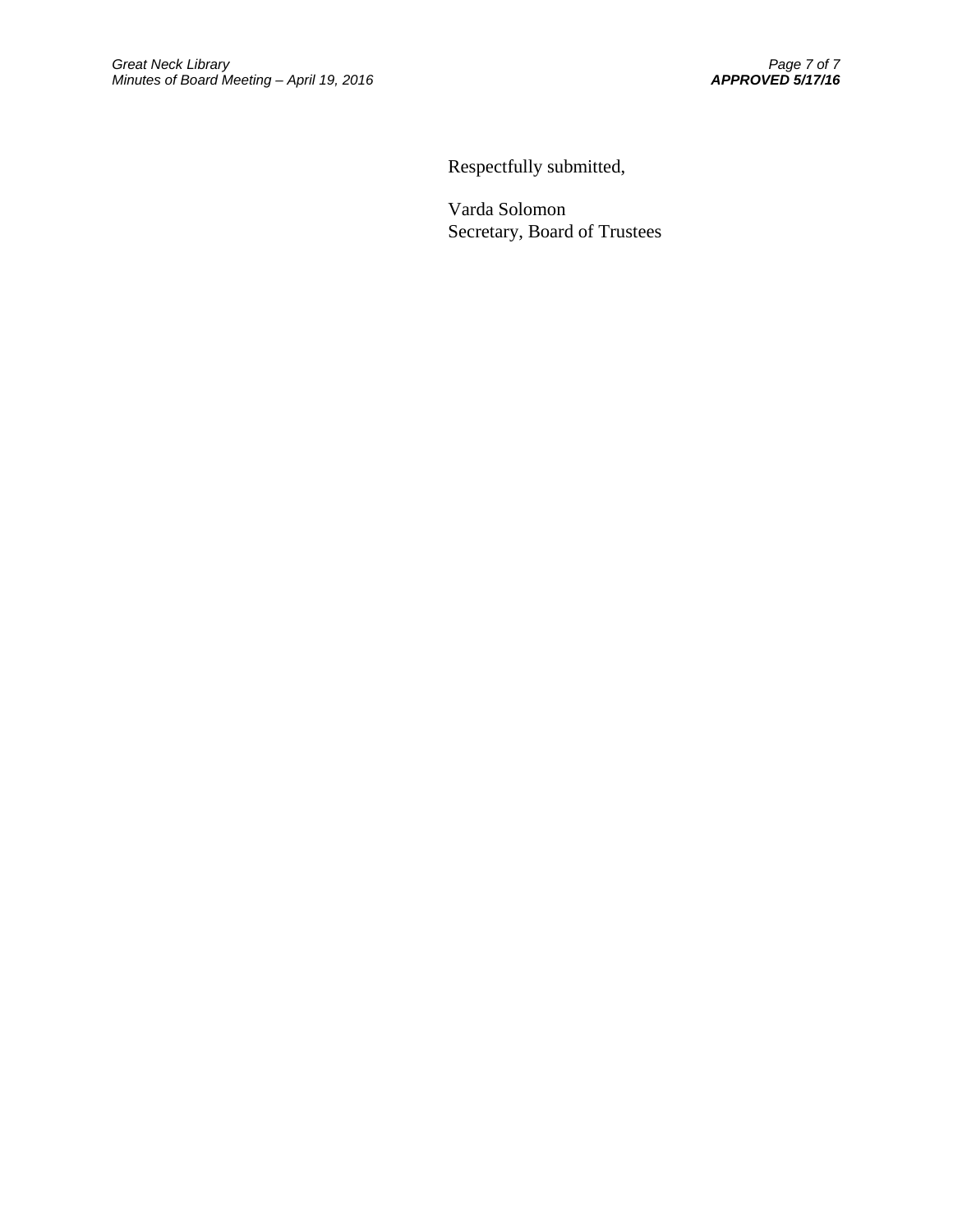Respectfully submitted,

Varda Solomon
Secretary, Board of Trustees